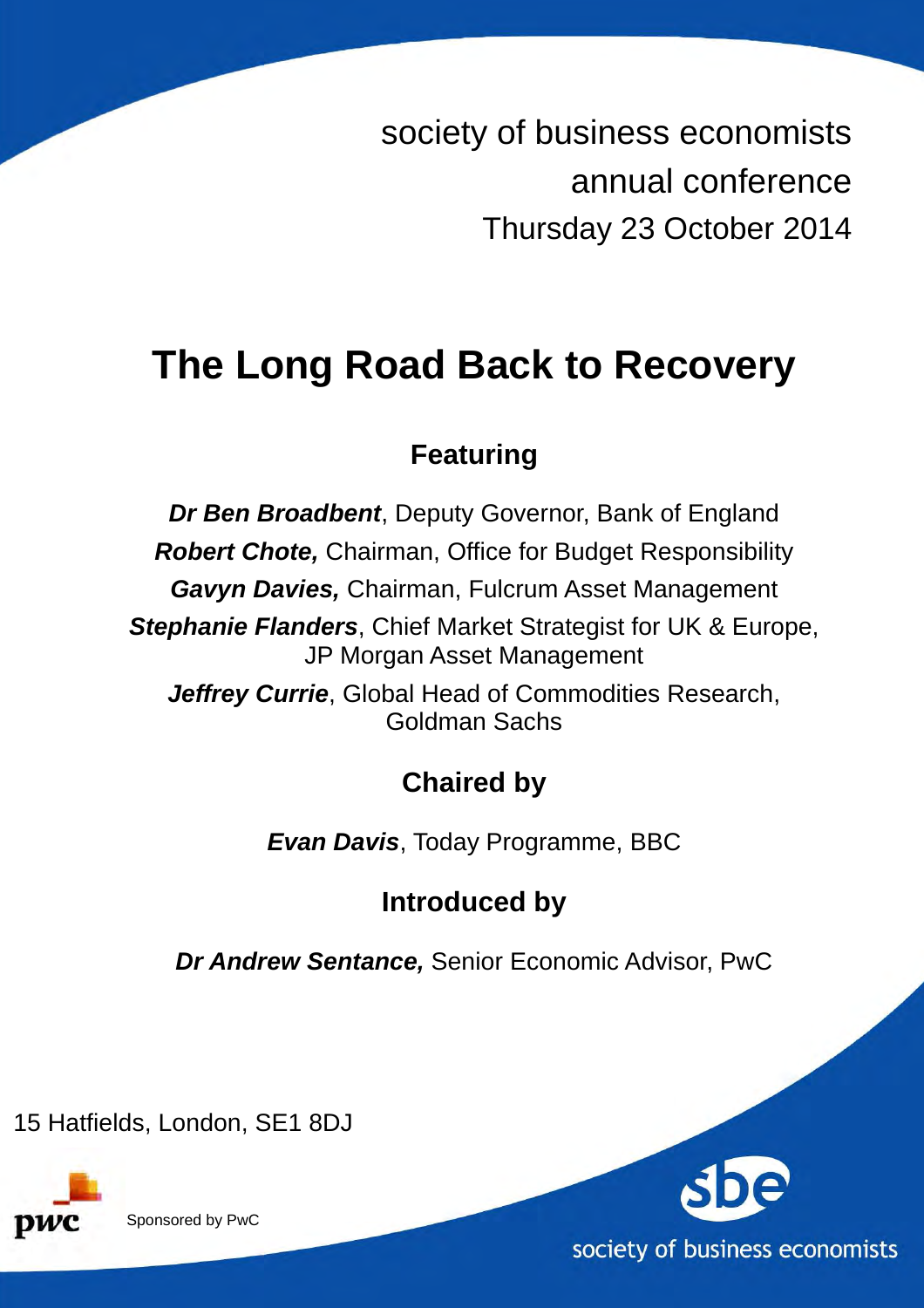society of business economists
annual conference
Thursday 23 October 2014

# The Long Road Back to Recovery

## Featuring

***Dr Ben Broadbent***, Deputy Governor, Bank of England

***Robert Chote,*** Chairman, Office for Budget Responsibility

***Gavyn Davies,*** Chairman, Fulcrum Asset Management

***Stephanie Flanders***, Chief Market Strategist for UK & Europe, JP Morgan Asset Management

***Jeffrey Currie***, Global Head of Commodities Research, Goldman Sachs

## Chaired by

***Evan Davis***, Today Programme, BBC

## Introduced by

***Dr Andrew Sentance,*** Senior Economic Advisor, PwC

15 Hatfields, London, SE1 8DJ

pwc

Sponsored by PwC

sbe

society of business economists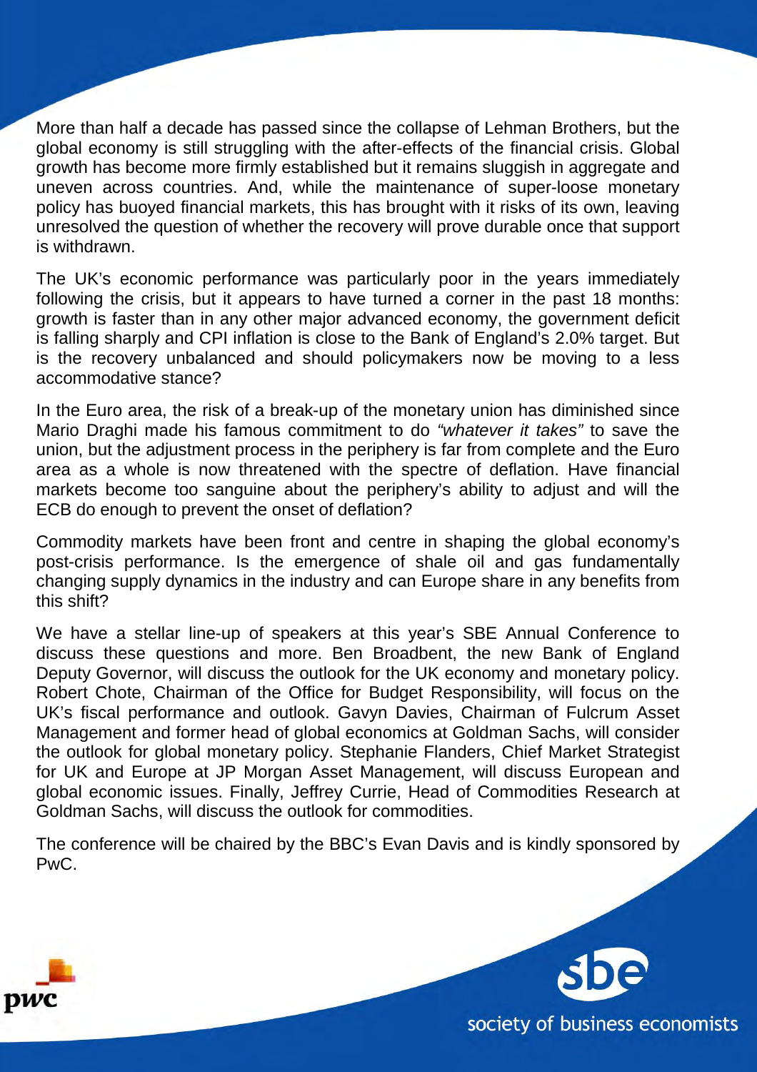More than half a decade has passed since the collapse of Lehman Brothers, but the global economy is still struggling with the after-effects of the financial crisis. Global growth has become more firmly established but it remains sluggish in aggregate and uneven across countries. And, while the maintenance of super-loose monetary policy has buoyed financial markets, this has brought with it risks of its own, leaving unresolved the question of whether the recovery will prove durable once that support is withdrawn.

The UK's economic performance was particularly poor in the years immediately following the crisis, but it appears to have turned a corner in the past 18 months: growth is faster than in any other major advanced economy, the government deficit is falling sharply and CPI inflation is close to the Bank of England's 2.0% target. But is the recovery unbalanced and should policymakers now be moving to a less accommodative stance?

In the Euro area, the risk of a break-up of the monetary union has diminished since Mario Draghi made his famous commitment to do *"whatever it takes"* to save the union, but the adjustment process in the periphery is far from complete and the Euro area as a whole is now threatened with the spectre of deflation. Have financial markets become too sanguine about the periphery's ability to adjust and will the ECB do enough to prevent the onset of deflation?

Commodity markets have been front and centre in shaping the global economy's post-crisis performance. Is the emergence of shale oil and gas fundamentally changing supply dynamics in the industry and can Europe share in any benefits from this shift?

We have a stellar line-up of speakers at this year's SBE Annual Conference to discuss these questions and more. Ben Broadbent, the new Bank of England Deputy Governor, will discuss the outlook for the UK economy and monetary policy. Robert Chote, Chairman of the Office for Budget Responsibility, will focus on the UK's fiscal performance and outlook. Gavyn Davies, Chairman of Fulcrum Asset Management and former head of global economics at Goldman Sachs, will consider the outlook for global monetary policy. Stephanie Flanders, Chief Market Strategist for UK and Europe at JP Morgan Asset Management, will discuss European and global economic issues. Finally, Jeffrey Currie, Head of Commodities Research at Goldman Sachs, will discuss the outlook for commodities.

The conference will be chaired by the BBC's Evan Davis and is kindly sponsored by PwC.

pwc

sbe

society of business economists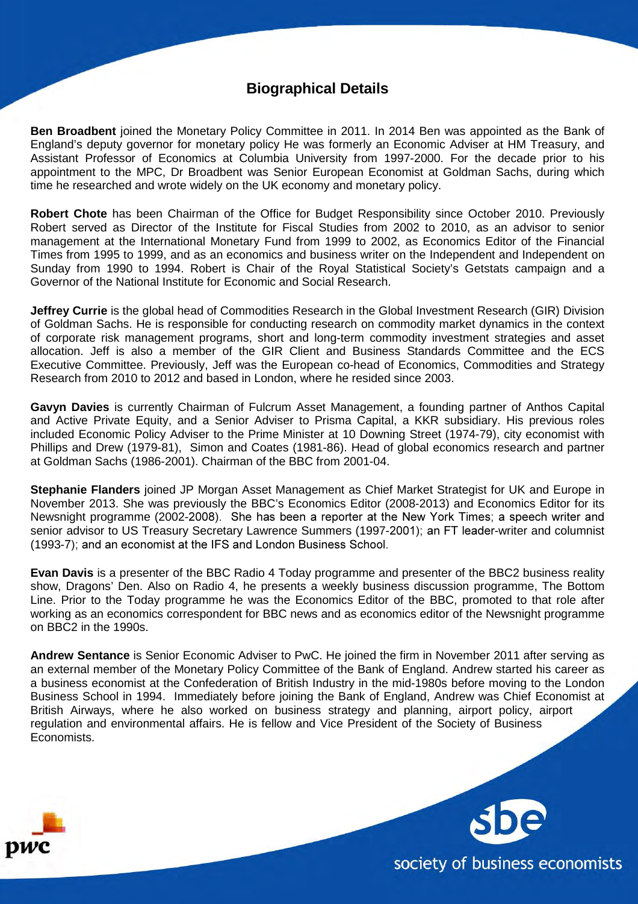## Biographical Details

**Ben Broadbent** joined the Monetary Policy Committee in 2011. In 2014 Ben was appointed as the Bank of England's deputy governor for monetary policy He was formerly an Economic Adviser at HM Treasury, and Assistant Professor of Economics at Columbia University from 1997-2000. For the decade prior to his appointment to the MPC, Dr Broadbent was Senior European Economist at Goldman Sachs, during which time he researched and wrote widely on the UK economy and monetary policy.

**Robert Chote** has been Chairman of the Office for Budget Responsibility since October 2010. Previously Robert served as Director of the Institute for Fiscal Studies from 2002 to 2010, as an advisor to senior management at the International Monetary Fund from 1999 to 2002, as Economics Editor of the Financial Times from 1995 to 1999, and as an economics and business writer on the Independent and Independent on Sunday from 1990 to 1994. Robert is Chair of the Royal Statistical Society's Getstats campaign and a Governor of the National Institute for Economic and Social Research.

**Jeffrey Currie** is the global head of Commodities Research in the Global Investment Research (GIR) Division of Goldman Sachs. He is responsible for conducting research on commodity market dynamics in the context of corporate risk management programs, short and long-term commodity investment strategies and asset allocation. Jeff is also a member of the GIR Client and Business Standards Committee and the ECS Executive Committee. Previously, Jeff was the European co-head of Economics, Commodities and Strategy Research from 2010 to 2012 and based in London, where he resided since 2003.

**Gavyn Davies** is currently Chairman of Fulcrum Asset Management, a founding partner of Anthos Capital and Active Private Equity, and a Senior Adviser to Prisma Capital, a KKR subsidiary. His previous roles included Economic Policy Adviser to the Prime Minister at 10 Downing Street (1974-79), city economist with Phillips and Drew (1979-81), Simon and Coates (1981-86). Head of global economics research and partner at Goldman Sachs (1986-2001). Chairman of the BBC from 2001-04.

**Stephanie Flanders** joined JP Morgan Asset Management as Chief Market Strategist for UK and Europe in November 2013. She was previously the BBC's Economics Editor (2008-2013) and Economics Editor for its Newsnight programme (2002-2008). She has been a reporter at the New York Times; a speech writer and senior advisor to US Treasury Secretary Lawrence Summers (1997-2001); an FT leader-writer and columnist (1993-7); and an economist at the IFS and London Business School.

**Evan Davis** is a presenter of the BBC Radio 4 Today programme and presenter of the BBC2 business reality show, Dragons' Den. Also on Radio 4, he presents a weekly business discussion programme, The Bottom Line. Prior to the Today programme he was the Economics Editor of the BBC, promoted to that role after working as an economics correspondent for BBC news and as economics editor of the Newsnight programme on BBC2 in the 1990s.

**Andrew Sentance** is Senior Economic Adviser to PwC. He joined the firm in November 2011 after serving as an external member of the Monetary Policy Committee of the Bank of England. Andrew started his career as a business economist at the Confederation of British Industry in the mid-1980s before moving to the London Business School in 1994. Immediately before joining the Bank of England, Andrew was Chief Economist at British Airways, where he also worked on business strategy and planning, airport policy, airport regulation and environmental affairs. He is fellow and Vice President of the Society of Business Economists.

pwc

sbe society of business economists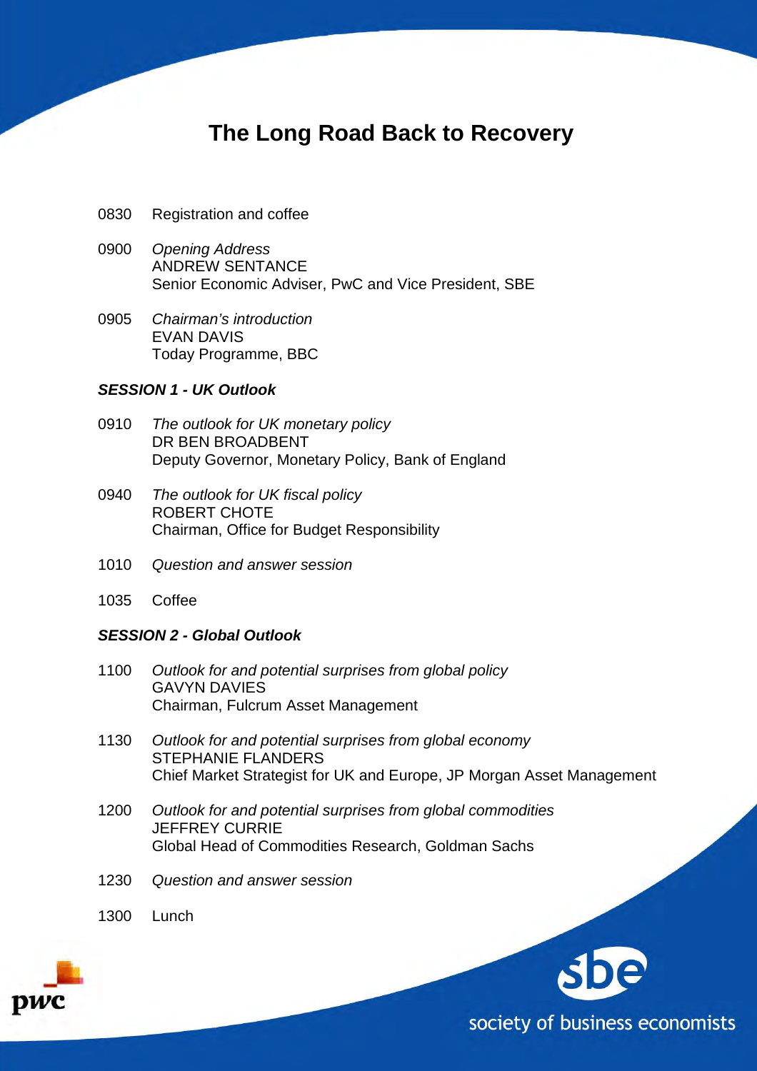# The Long Road Back to Recovery

0830 Registration and coffee

0900 *Opening Address*
ANDREW SENTANCE
Senior Economic Adviser, PwC and Vice President, SBE

0905 *Chairman's introduction*
EVAN DAVIS
Today Programme, BBC

***SESSION 1 - UK Outlook***

0910 *The outlook for UK monetary policy*
DR BEN BROADBENT
Deputy Governor, Monetary Policy, Bank of England

0940 *The outlook for UK fiscal policy*
ROBERT CHOTE
Chairman, Office for Budget Responsibility

1010 *Question and answer session*

1035 Coffee

***SESSION 2 - Global Outlook***

1100 *Outlook for and potential surprises from global policy*
GAVYN DAVIES
Chairman, Fulcrum Asset Management

1130 *Outlook for and potential surprises from global economy*
STEPHANIE FLANDERS
Chief Market Strategist for UK and Europe, JP Morgan Asset Management

1200 *Outlook for and potential surprises from global commodities*
JEFFREY CURRIE
Global Head of Commodities Research, Goldman Sachs

1230 *Question and answer session*

1300 Lunch

pwc

sbe
society of business economists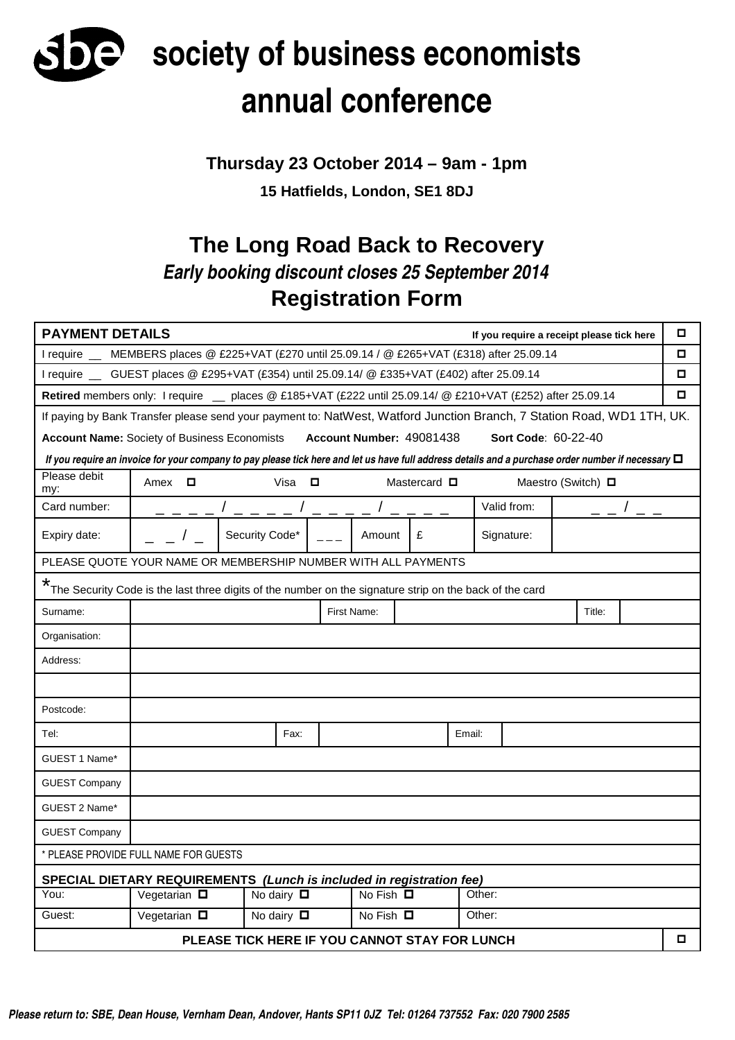# sbe society of business economists annual conference

**Thursday 23 October 2014 – 9am - 1pm**

**15 Hatfields, London, SE1 8DJ**

## The Long Road Back to Recovery

***Early booking discount closes 25 September 2014***

## Registration Form

| | | | | | | | | | | | |
|---|---|---|---|---|---|---|---|---|---|---|---|
| **PAYMENT DETAILS** | | | | | | | | **If you require a receipt please tick here** | | | ☐ |
| I require __ MEMBERS places @ £225+VAT (£270 until 25.09.14 / @ £265+VAT (£318) after 25.09.14 | | | | | | | | | | | ☐ |
| I require __ GUEST places @ £295+VAT (£354) until 25.09.14/ @ £335+VAT (£402) after 25.09.14 | | | | | | | | | | | ☐ |
| **Retired** members only: I require __ places @ £185+VAT (£222 until 25.09.14/ @ £210+VAT (£252) after 25.09.14 | | | | | | | | | | | ☐ |
| If paying by Bank Transfer please send your payment to: NatWest, Watford Junction Branch, 7 Station Road, WD1 1TH, UK. | | | | | | | | | | | |
| **Account Name:** Society of Business Economists **Account Number:** 49081438 **Sort Code**: 60-22-40 | | | | | | | | | | | |
| ***If you require an invoice for your company to pay please tick here and let us have full address details and a purchase order number if necessary*** ☐ | | | | | | | | | | | |
| Please debit my: | Amex ☐ | | Visa ☐ | | Mastercard ☐ | | | Maestro (Switch) ☐ | | | |
| Card number: | _ _ _ _ / _ _ _ _ / _ _ _ _ / _ _ _ _ | | | | | | Valid from: | _ _ / _ _ | | | |
| Expiry date: | _ _ / _ | Security Code* | _ _ _ | Amount | £ | | Signature: | | | | |
| PLEASE QUOTE YOUR NAME OR MEMBERSHIP NUMBER WITH ALL PAYMENTS | | | | | | | | | | | |
| *The Security Code is the last three digits of the number on the signature strip on the back of the card | | | | | | | | | | | |
| Surname: | | | | First Name: | | | | Title: | | | |
| Organisation: | | | | | | | | | | | |
| Address: | | | | | | | | | | | |
| | | | | | | | | | | | |
| Postcode: | | | | | | | | | | | |
| Tel: | | Fax: | | | | Email: | | | | | |
| GUEST 1 Name* | | | | | | | | | | | |
| GUEST Company | | | | | | | | | | | |
| GUEST 2 Name* | | | | | | | | | | | |
| GUEST Company | | | | | | | | | | | |
| * PLEASE PROVIDE FULL NAME FOR GUESTS | | | | | | | | | | | |
| **SPECIAL DIETARY REQUIREMENTS *(Lunch is included in registration fee)*** | | | | | | | | | | | |
| You: | Vegetarian ☐ | No dairy ☐ | | No Fish ☐ | | Other: | | | | | |
| Guest: | Vegetarian ☐ | No dairy ☐ | | No Fish ☐ | | Other: | | | | | |
| **PLEASE TICK HERE IF YOU CANNOT STAY FOR LUNCH** | | | | | | | | | | | ☐ |

***Please return to: SBE, Dean House, Vernham Dean, Andover, Hants SP11 0JZ Tel: 01264 737552 Fax: 020 7900 2585***